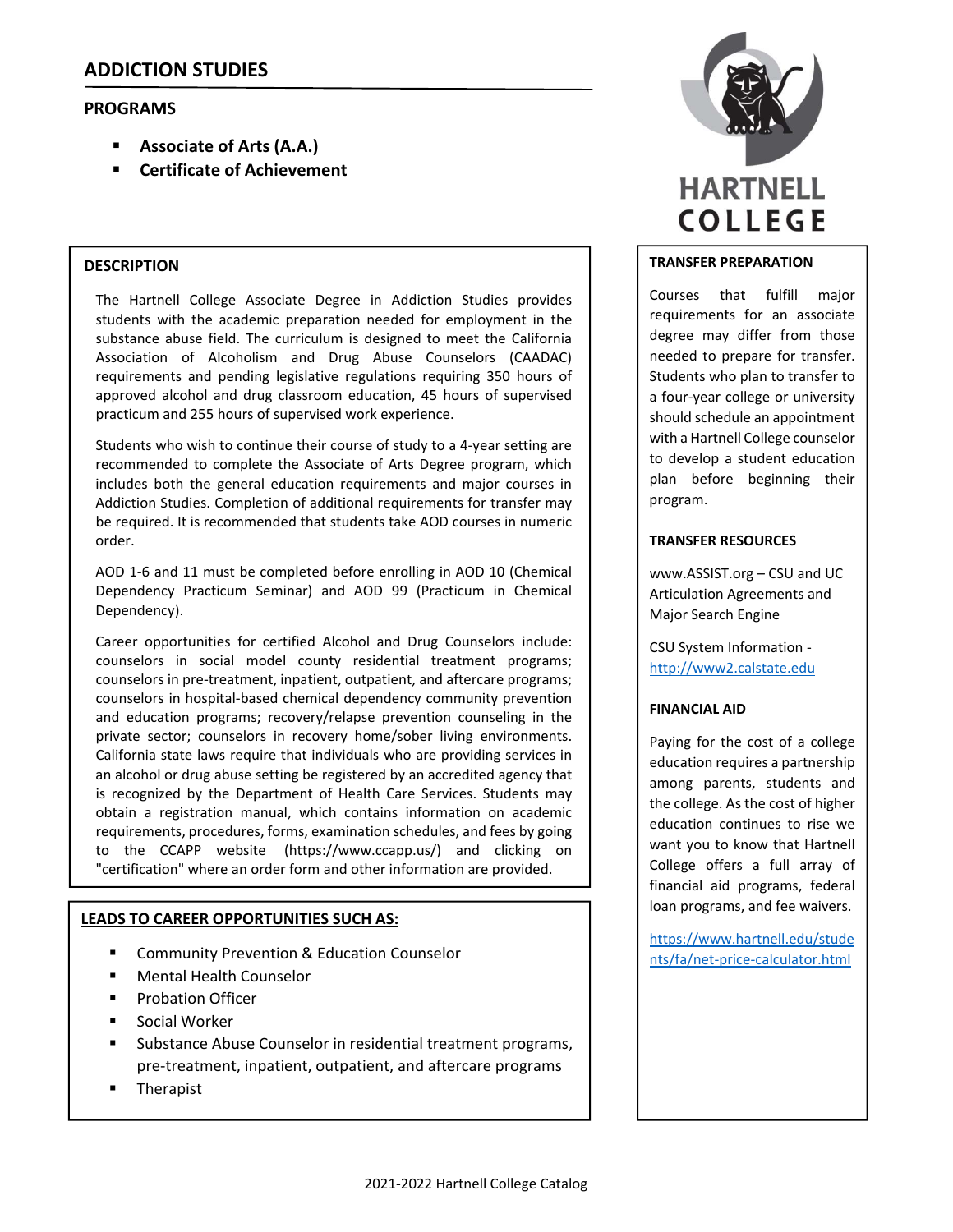# ADDICTION STUDIES

## PROGRAMS

- **Associate of Arts (A.A.)**
- **Certificate of Achievement**

## DESCRIPTION

The Hartnell College Associate Degree in Addiction Studies provides students with the academic preparation needed for employment in the substance abuse field. The curriculum is designed to meet the California Association of Alcoholism and Drug Abuse Counselors (CAADAC) requirements and pending legislative regulations requiring 350 hours of approved alcohol and drug classroom education, 45 hours of supervised practicum and 255 hours of supervised work experience.

Students who wish to continue their course of study to a 4-year setting are recommended to complete the Associate of Arts Degree program, which includes both the general education requirements and major courses in Addiction Studies. Completion of additional requirements for transfer may be required. It is recommended that students take AOD courses in numeric order.

AOD 1-6 and 11 must be completed before enrolling in AOD 10 (Chemical Dependency Practicum Seminar) and AOD 99 (Practicum in Chemical Dependency).

Career opportunities for certified Alcohol and Drug Counselors include: counselors in social model county residential treatment programs; counselors in pre-treatment, inpatient, outpatient, and aftercare programs; counselors in hospital-based chemical dependency community prevention and education programs; recovery/relapse prevention counseling in the private sector; counselors in recovery home/sober living environments. California state laws require that individuals who are providing services in an alcohol or drug abuse setting be registered by an accredited agency that is recognized by the Department of Health Care Services. Students may obtain a registration manual, which contains information on academic requirements, procedures, forms, examination schedules, and fees by going to the CCAPP website (https://www.ccapp.us/) and clicking on "certification" where an order form and other information are provided.

## LEADS TO CAREER OPPORTUNITIES SUCH AS:

- Community Prevention & Education Counselor
- Mental Health Counselor
- Probation Officer
- Social Worker
- Substance Abuse Counselor in residential treatment programs, pre-treatment, inpatient, outpatient, and aftercare programs
- Therapist

## TRANSFER PREPARATION

Courses that fulfill major requirements for an associate degree may differ from those needed to prepare for transfer. Students who plan to transfer to a four-year college or university should schedule an appointment with a Hartnell College counselor to develop a student education plan before beginning their program.

## TRANSFER RESOURCES

www.ASSIST.org – CSU and UC Articulation Agreements and Major Search Engine

CSU System Information - http://www2.calstate.edu

## FINANCIAL AID

Paying for the cost of a college education requires a partnership among parents, students and the college. As the cost of higher education continues to rise we want you to know that Hartnell College offers a full array of financial aid programs, federal loan programs, and fee waivers.

https://www.hartnell.edu/students/fa/net-price-calculator.html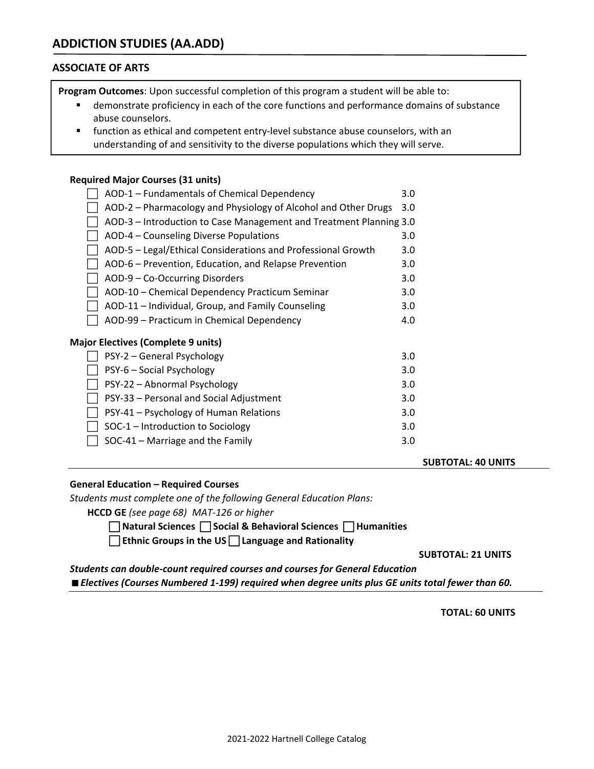# ADDICTION STUDIES (AA.ADD)

## ASSOCIATE OF ARTS

**Program Outcomes**: Upon successful completion of this program a student will be able to:

- demonstrate proficiency in each of the core functions and performance domains of substance abuse counselors.
- function as ethical and competent entry-level substance abuse counselors, with an understanding of and sensitivity to the diverse populations which they will serve.

### Required Major Courses (31 units)

| Course | Units |
|---|---|
| ☐ AOD-1 – Fundamentals of Chemical Dependency | 3.0 |
| ☐ AOD-2 – Pharmacology and Physiology of Alcohol and Other Drugs | 3.0 |
| ☐ AOD-3 – Introduction to Case Management and Treatment Planning | 3.0 |
| ☐ AOD-4 – Counseling Diverse Populations | 3.0 |
| ☐ AOD-5 – Legal/Ethical Considerations and Professional Growth | 3.0 |
| ☐ AOD-6 – Prevention, Education, and Relapse Prevention | 3.0 |
| ☐ AOD-9 – Co-Occurring Disorders | 3.0 |
| ☐ AOD-10 – Chemical Dependency Practicum Seminar | 3.0 |
| ☐ AOD-11 – Individual, Group, and Family Counseling | 3.0 |
| ☐ AOD-99 – Practicum in Chemical Dependency | 4.0 |

### Major Electives (Complete 9 units)

| Course | Units |
|---|---|
| ☐ PSY-2 – General Psychology | 3.0 |
| ☐ PSY-6 – Social Psychology | 3.0 |
| ☐ PSY-22 – Abnormal Psychology | 3.0 |
| ☐ PSY-33 – Personal and Social Adjustment | 3.0 |
| ☐ PSY-41 – Psychology of Human Relations | 3.0 |
| ☐ SOC-1 – Introduction to Sociology | 3.0 |
| ☐ SOC-41 – Marriage and the Family | 3.0 |

**SUBTOTAL: 40 UNITS**

### General Education – Required Courses

*Students must complete one of the following General Education Plans:*

**HCCD GE** *(see page 68) MAT-126 or higher*

☐ **Natural Sciences** ☐ **Social & Behavioral Sciences** ☐ **Humanities**

☐ **Ethnic Groups in the US** ☐ **Language and Rationality**

**SUBTOTAL: 21 UNITS**

***Students can double-count required courses and courses for General Education***

■ ***Electives (Courses Numbered 1-199) required when degree units plus GE units total fewer than 60.***

**TOTAL: 60 UNITS**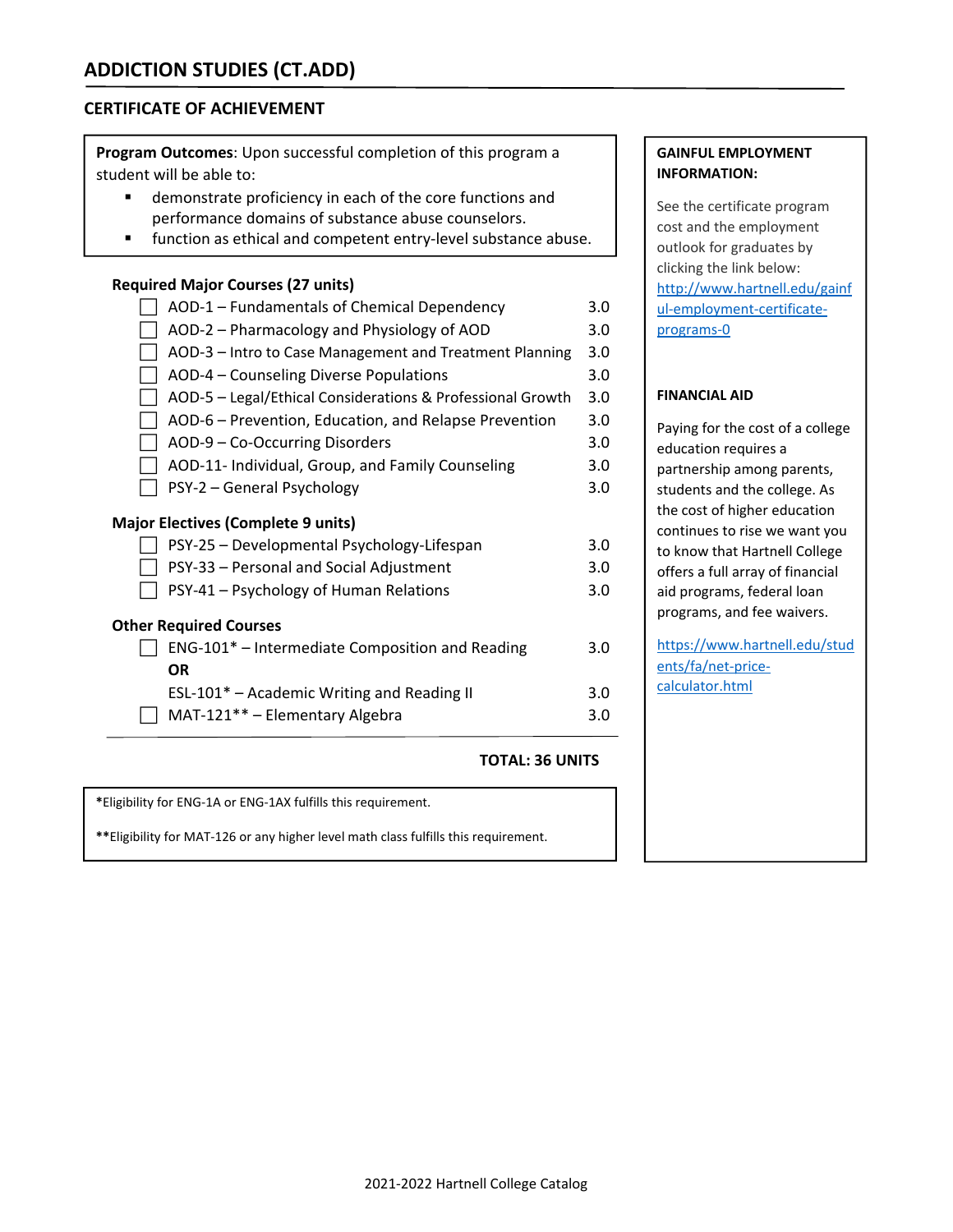## ADDICTION STUDIES (CT.ADD)

### CERTIFICATE OF ACHIEVEMENT

**Program Outcomes**: Upon successful completion of this program a student will be able to:

- demonstrate proficiency in each of the core functions and performance domains of substance abuse counselors.
- function as ethical and competent entry-level substance abuse.

**Required Major Courses (27 units)**

| | | |
|---|---|---|
| ☐ | AOD-1 – Fundamentals of Chemical Dependency | 3.0 |
| ☐ | AOD-2 – Pharmacology and Physiology of AOD | 3.0 |
| ☐ | AOD-3 – Intro to Case Management and Treatment Planning | 3.0 |
| ☐ | AOD-4 – Counseling Diverse Populations | 3.0 |
| ☐ | AOD-5 – Legal/Ethical Considerations & Professional Growth | 3.0 |
| ☐ | AOD-6 – Prevention, Education, and Relapse Prevention | 3.0 |
| ☐ | AOD-9 – Co-Occurring Disorders | 3.0 |
| ☐ | AOD-11- Individual, Group, and Family Counseling | 3.0 |
| ☐ | PSY-2 – General Psychology | 3.0 |

**Major Electives (Complete 9 units)**

| | | |
|---|---|---|
| ☐ | PSY-25 – Developmental Psychology-Lifespan | 3.0 |
| ☐ | PSY-33 – Personal and Social Adjustment | 3.0 |
| ☐ | PSY-41 – Psychology of Human Relations | 3.0 |

**Other Required Courses**

| | | |
|---|---|---|
| ☐ | ENG-101* – Intermediate Composition and Reading | 3.0 |
| | **OR** | |
| | ESL-101* – Academic Writing and Reading II | 3.0 |
| ☐ | MAT-121** – Elementary Algebra | 3.0 |

**TOTAL: 36 UNITS**

*Eligibility for ENG-1A or ENG-1AX fulfills this requirement.

**Eligibility for MAT-126 or any higher level math class fulfills this requirement.

**GAINFUL EMPLOYMENT INFORMATION:**

See the certificate program cost and the employment outlook for graduates by clicking the link below:
http://www.hartnell.edu/gainful-employment-certificate-programs-0

**FINANCIAL AID**

Paying for the cost of a college education requires a partnership among parents, students and the college. As the cost of higher education continues to rise we want you to know that Hartnell College offers a full array of financial aid programs, federal loan programs, and fee waivers.

https://www.hartnell.edu/students/fa/net-price-calculator.html